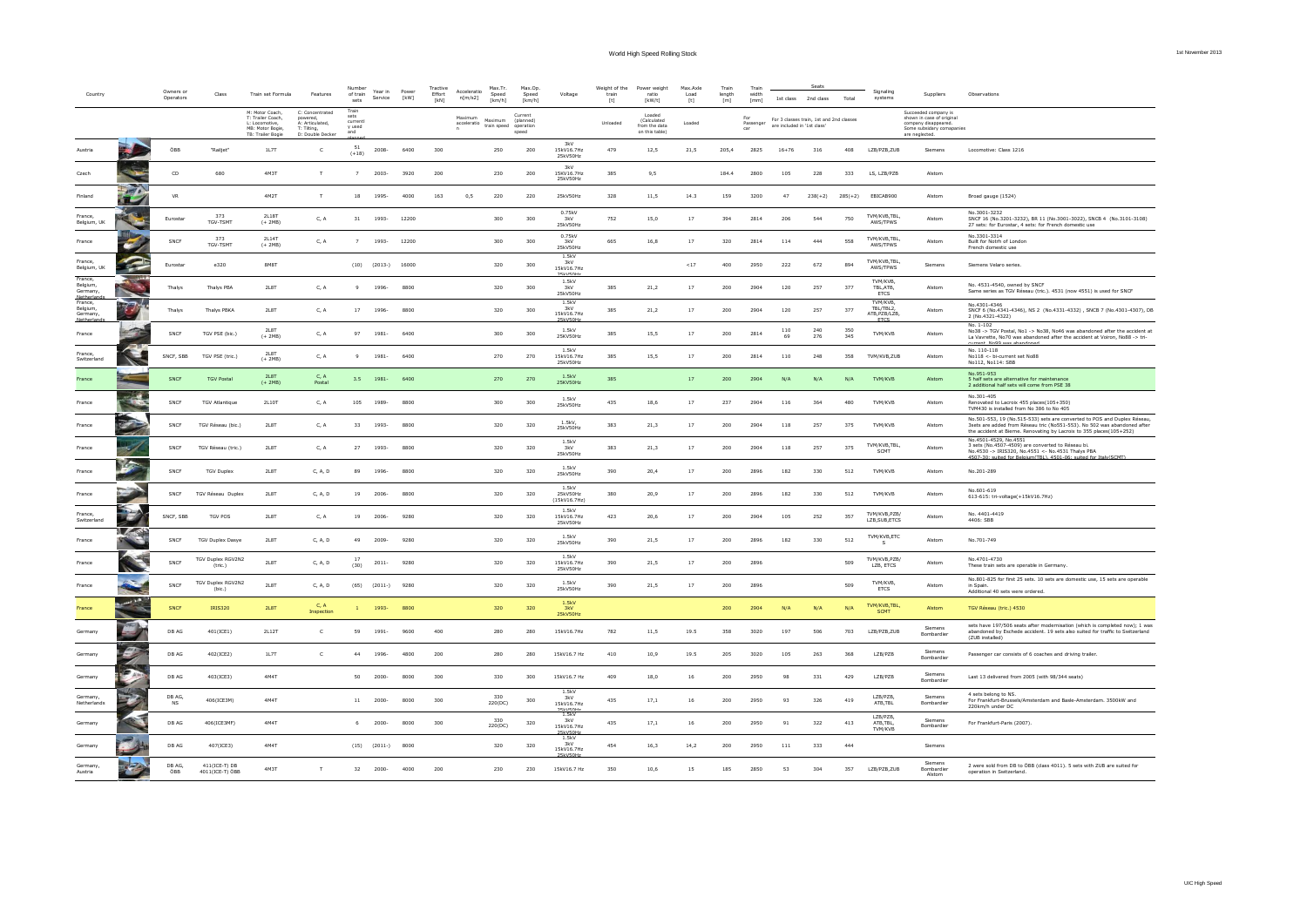# World High Speed Rolling Stock

| Country | | Owners or Operators | Class | Train set Formula | Features | Number of train sets | Year in Service | Power [kW] | Tractive Effort [kN] | Acceleration (m/s2) | Max.Tr. Speed [km/h] | Max.Op. Speed [km/h] | Voltage | Weight of the train [t] | Power weight ratio [kW/t] | Max.Axle Load [t] | Train length [m] | Train width [mm] | Seats 1st class | Seats 2nd class | Seats Total | Signaling systems | Suppliers | Observations |
|---|---|---|---|---|---|---|---|---|---|---|---|---|---|---|---|---|---|---|---|---|---|---|---|---|
| | | | | M: Motor Coach, T: Trailer Coach, L: Locomotive, MB: Motor Bogie, TB: Trailer Bogie | C: Concentrated powered, A: Articulated, T: Tilting, D: Double Decker | Train sets currently used and planned | | | | Maximum acceleration | Maximum train speed | Current (planned) operation speed | | Unloaded | Loaded (Calculated from the data on this table) | Loaded | | For Passenger car | For 3 classes train, 1st and 2nd classes are included in '1st class' | | | | Succeeded company is shown in case of original company disappeared. Some subsidiary companies are neglected. | |
| Austria | | ÖBB | "Railjet" | 1L7T | C | 51 (+18) | 2008- | 6400 | 300 | | 250 | 200 | 3kV 15kV16.7Hz 25kV50Hz | 479 | 12,5 | 21,5 | 205,4 | 2825 | 16+76 | 316 | 408 | LZB/PZB,ZUB | Siemens | Locomotive: Class 1216 |
| Czech | | CD | 680 | 4M3T | T | 7 | 2003- | 3920 | 200 | | 230 | 200 | 3kV 15kV16.7Hz 25kV50Hz | 385 | 9,5 | | 184.4 | 2800 | 105 | 228 | 333 | LS, LZB/PZB | Alstom | |
| Finland | | VR | | 4M2T | T | 18 | 1995- | 4000 | 163 | 0,5 | 220 | 220 | 25kV50Hz | 328 | 11,5 | 14.3 | 159 | 3200 | 47 | 238(+2) | 285(+2) | EBICAB900 | Alstom | Broad gauge (1524) |
| France, Belgium, UK | | Eurostar | 373 TGV-TSMT | 2L18T (+ 2MB) | C, A | 31 | 1993- | 12200 | | | 300 | 300 | 0.75kV 3kV 25kV50Hz | 752 | 15,0 | 17 | 394 | 2814 | 206 | 544 | 750 | TVM/KVB,TBL, AWS/TPWS | Alstom | No.3001-3232 SNCF 16 (No.3201-3232), BR 11 (No.3001-3022), SNCB 4 (No.3101-3108) 27 sets: for Eurostar, 4 sets: for French domestic use |
| France | | SNCF | 373 TGV-TSMT | 2L14T (+ 2MB) | C, A | 7 | 1993- | 12200 | | | 300 | 300 | 0.75kV 3kV 25kV50Hz | 665 | 16,8 | 17 | 320 | 2814 | 114 | 444 | 558 | TVM/KVB,TBL, AWS/TPWS | Alstom | No.3301-3314 Built for North of London French domestic use |
| France, Belgium, UK | | Eurostar | e320 | 8M8T | | (10) | (2013-) | 16000 | | | 320 | 300 | 1.5kV 3kV 15kV16.7Hz 25kV50Hz | | | <17 | 400 | 2950 | 222 | 672 | 894 | TVM/KVB,TBL, AWS/TPWS | Siemens | Siemens Velaro series. |
| France, Belgium, Germany, Netherlands | | Thalys | Thalys PBA | 2L8T | C, A | 9 | 1996- | 8800 | | | 320 | 300 | 1.5kV 3kV 25kV50Hz | 385 | 21,2 | 17 | 200 | 2904 | 120 | 257 | 377 | TVM/KVB, TBL,ATB, ETCS | Alstom | No. 4531-4540, owned by SNCF Same series as TGV Réseau (tric.). 4531 (now 4551) is used for SNCF |
| France, Belgium, Germany, Netherlands | | Thalys | Thalys PBKA | 2L8T | C, A | 17 | 1996- | 8800 | | | 320 | 300 | 1.5kV 3kV 15kV16.7Hz 25kV50Hz | 385 | 21,2 | 17 | 200 | 2904 | 120 | 257 | 377 | TVM/KVB, TBL/TBL2, ATB,PZB/LZB, ETCS | Alstom | No.4301-4346 SNCF 6 (No.4341-4346), NS 2 (No.4331-4332) , SNCB 7 (No.4301-4307), DB 2 (No.4321-4322) |
| France | | SNCF | TGV PSE (bic.) | 2L8T (+ 2MB) | C, A | 97 | 1981- | 6400 | | | 300 | 300 | 1.5kV 25kV50Hz | 385 | 15,5 | 17 | 200 | 2814 | 110 69 | 240 276 | 350 345 | TVM/KVB | Alstom | No. 1-102 No38 -> TGV Postal, No1 -> No38, No46 was abandoned after the accident at La Vavrette, No70 was abandoned after the accident at Voiron, No88 -> tri-current, No99 was abandoned |
| France, Switzerland | | SNCF, SBB | TGV PSE (tric.) | 2L8T (+ 2MB) | C, A | 9 | 1981- | 6400 | | | 270 | 270 | 1.5kV 15kV16.7Hz 25kV50Hz | 385 | 15,5 | 17 | 200 | 2814 | 110 | 248 | 358 | TVM/KVB,ZUB | Alstom | No. 110-118 No118 <- bi-current set No88 No112, No114: SBB |
| France | | SNCF | TGV Postal | 2L8T (+ 2MB) | C, A Postal | 3.5 | 1981- | 6400 | | | 270 | 270 | 1.5kV 25kV50Hz | 385 | | 17 | 200 | 2904 | N/A | N/A | N/A | TVM/KVB | Alstom | No.951-953 5 half sets are alternative for maintenance 2 additional half sets will come from PSE 38 |
| France | | SNCF | TGV Atlantique | 2L10T | C, A | 105 | 1989- | 8800 | | | 300 | 300 | 1.5kV 25kV50Hz | 435 | 18,6 | 17 | 237 | 2904 | 116 | 364 | 480 | TVM/KVB | Alstom | No.301-405 Renovated to Lacroix 455 places(105+350) TVM430 is installed from No 386 to No 405 |
| France | | SNCF | TGV Réseau (bic.) | 2L8T | C, A | 33 | 1993- | 8800 | | | 320 | 320 | 1.5kV, 25kV50Hz | 383 | 21,3 | 17 | 200 | 2904 | 118 | 257 | 375 | TVM/KVB | Alstom | No.501-553, 19 (No.515-533) sets are converted to POS and Duplex Réseau, 3sets are added from Réseau tric (No551-553). No 502 was abandoned after the accident at Bierne. Renovating by Lacroix to 355 places(105+252) |
| France | | SNCF | TGV Réseau (tric.) | 2L8T | C, A | 27 | 1993- | 8800 | | | 320 | 320 | 1.5kV 3kV 25kV50Hz | 383 | 21,3 | 17 | 200 | 2904 | 118 | 257 | 375 | TVM/KVB,TBL, SCMT | Alstom | No.4501-4529, No.4551 3 sets (No.4507-4509) are converted to Réseau bi. No.4530 -> IRIS320, No.4551 <- No.4531 Thalys PBA 4507-30: suited for Belgium(TBL), 4501-06: suited for Italy(SCMT) |
| France | | SNCF | TGV Duplex | 2L8T | C, A, D | 89 | 1996- | 8800 | | | 320 | 320 | 1.5kV 25kV50Hz | 390 | 20,4 | 17 | 200 | 2896 | 182 | 330 | 512 | TVM/KVB | Alstom | No.201-289 |
| France | | SNCF | TGV Réseau Duplex | 2L8T | C, A, D | 19 | 2006- | 8800 | | | 320 | 320 | 1.5kV 25kV50Hz (15kV16.7Hz) | 380 | 20,9 | 17 | 200 | 2896 | 182 | 330 | 512 | TVM/KVB | Alstom | No.601-619 613-615: tri-voltage(+15kV16.7Hz) |
| France, Switzerland | | SNCF, SBB | TGV POS | 2L8T | C, A | 19 | 2006- | 9280 | | | 320 | 320 | 1.5kV 15kV16.7Hz 25kV50Hz | 423 | 20,6 | 17 | 200 | 2904 | 105 | 252 | 357 | TVM/KVB,PZB/ LZB,SUB,ETCS | Alstom | No. 4401-4419 4406: SBB |
| France | | SNCF | TGV Duplex Dasye | 2L8T | C, A, D | 49 | 2009- | 9280 | | | 320 | 320 | 1.5kV 25kV50Hz | 390 | 21,5 | 17 | 200 | 2896 | 182 | 330 | 512 | TVM/KVB,ETCS | Alstom | No.701-749 |
| France | | SNCF | TGV Duplex RGV2N2 (tric.) | 2L8T | C, A, D | 17 (30) | 2011- | 9280 | | | 320 | 320 | 1.5kV 15kV16.7Hz 25kV50Hz | 390 | 21,5 | 17 | 200 | 2896 | | | 509 | TVM/KVB,PZB/ LZB, ETCS | Alstom | No.4701-4730 These train sets are operable in Germany. |
| France | | SNCF | TGV Duplex RGV2N2 (bic.) | 2L8T | C, A, D | (65) | (2011-) | 9280 | | | 320 | 320 | 1.5kV 25kV50Hz | 390 | 21,5 | 17 | 200 | 2896 | | | 509 | TVM/KVB, ETCS | Alstom | No.801-825 for first 25 sets. 10 sets are domestic use, 15 sets are operable in Spain. Additional 40 sets were ordered. |
| France | | SNCF | IRIS320 | 2L8T | C, A Inspection | 1 | 1993- | 8800 | | | 320 | 320 | 1.5kV 3kV 25kV50Hz | | | | 200 | 2904 | N/A | N/A | N/A | TVM/KVB,TBL, SCMT | Alstom | TGV Réseau (tric.) 4530 |
| Germany | | DB AG | 401(ICE1) | 2L12T | C | 59 | 1991- | 9600 | 400 | | 280 | 280 | 15kV16.7Hz | 782 | 11,5 | 19.5 | 358 | 3020 | 197 | 506 | 703 | LZB/PZB,ZUB | Siemens Bombardier | sets have 197/506 seats after modernisation (which is completed now); 1 was abandoned by Eschede accident. 19 sets also suited for traffic to Switzerland (ZUB installed) |
| Germany | | DB AG | 402(ICE2) | 1L7T | C | 44 | 1996- | 4800 | 200 | | 280 | 280 | 15kV16.7 Hz | 410 | 10,9 | 19.5 | 205 | 3020 | 105 | 263 | 368 | LZB/PZB | Siemens Bombardier | Passenger car consists of 6 coaches and driving trailer. |
| Germany | | DB AG | 403(ICE3) | 4M4T | | 50 | 2000- | 8000 | 300 | | 330 | 300 | 15kV16.7 Hz | 409 | 18,0 | 16 | 200 | 2950 | 98 | 331 | 429 | LZB/PZB | Siemens Bombardier | Last 13 delivered from 2005 (with 98/344 seats) |
| Germany, Netherlands | | DB AG, NS | 406(ICE3M) | 4M4T | | 11 | 2000- | 8000 | 300 | | 330 220(DC) | 300 | 1.5kV 3kV 15kV16.7Hz 25kV50Hz | 435 | 17,1 | 16 | 200 | 2950 | 93 | 326 | 419 | LZB/PZB, ATB,TBL | Siemens Bombardier | 4 sets belong to NS. For Frankfurt-Brussels/Amsterdam and Basle-Amsterdam. 3500kW and 220km/h under DC |
| Germany | | DB AG | 406(ICE3MF) | 4M4T | | 6 | 2000- | 8000 | 300 | | 330 220(DC) | 320 | 1.5kV 3kV 15kV16.7Hz 25kV50Hz | 435 | 17,1 | 16 | 200 | 2950 | 91 | 322 | 413 | LZB/PZB, ATB,TBL, TVM/KVB | Siemens Bombardier | For Frankfurt-Paris (2007). |
| Germany | | DB AG | 407(ICE3) | 4M4T | | (15) | (2011-) | 8000 | | | 320 | 320 | 1.5kV 3kV 15kV16.7Hz 25kV50Hz | 454 | 16,3 | 14,2 | 200 | 2950 | 111 | 333 | 444 | | Siemens | |
| Germany, Austria | | DB AG, ÖBB | 411(ICE-T) DB 4011(ICE-T) ÖBB | 4M3T | T | 32 | 2000- | 4000 | 200 | | 230 | 230 | 15kV16.7 Hz | 350 | 10,6 | 15 | 185 | 2850 | 53 | 304 | 357 | LZB/PZB,ZUB | Siemens Bombardier Alstom | 2 were sold from DB to ÖBB (class 4011). 5 sets with ZUB are suited for operation in Switzerland. |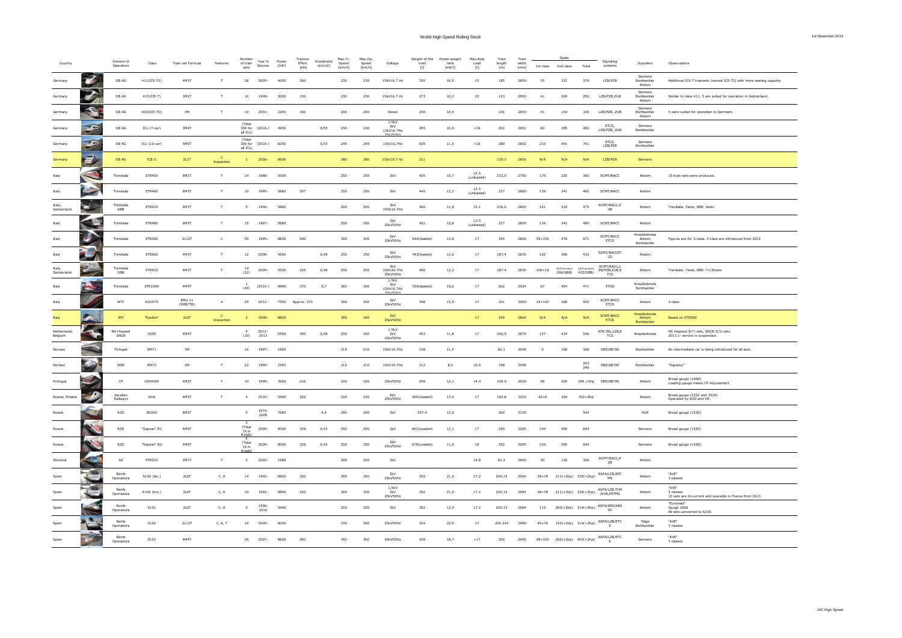# World High Speed Rolling Stock

| Country | Owners or Operators | Class | Train set Formula | Features | Number of train sets | Year in Service | Power [kW] | Tractive Effort [kN] | Acceleration [m/s2] | Max.Tr. Speed [km/h] | Max.Op. Speed [km/h] | Voltage | Weight of the train [t] | Power weight ratio [kW/t] | Max.Axle Load [t] | Train length [m] | Train width [mm] | Seats 1st class | 2nd class | Total | Signaling systems | Suppliers | Observations |
|---|---|---|---|---|---|---|---|---|---|---|---|---|---|---|---|---|---|---|---|---|---|---|---|
| Germany | DB AG | 411(ICE-T2) | 4M3T | T | 28 | 2005- | 4000 | 200 | | 230 | 230 | 15kV16.7 Hz | 350 | 10,5 | 15 | 185 | 2850 | 55 | 321 | 376 | LZB/PZB | Siemens Bombardier Alstom | Additional ICE-T trainsets (named ICE-T2) with more seating capacity |
| Germany | DB AG | 415(ICE-T) | 3M2T | T | 10 | 1999- | 3000 | 150 | | 230 | 230 | 15kV16.7 Hz | 273 | 10,2 | 15 | 133 | 2850 | 41 | 209 | 250 | LZB/PZB,ZUB | Siemens Bombardier Alstom | Similar to class 411, 5 are suited for operation in Switzerland. |
| Germany | DB AG | 605(ICE-TD) | 4M | T | 10 | 2001- | 2240 | 160 | | 200 | 200 | Diesel | 200 | 10,4 | | 106 | 2850 | 41 | 154 | 195 | LZB/PZB, ZUB | Siemens Bombardier Alstom | 5 were suited for operation in Denmark. |
| Germany | DB AG | ICx (7-car) | 3M4T | | (Total 300 for all ICx) | (2016-) | 4950 | | 0,55 | 230 | 230 | 1.5kV 3kV 15kV16.7Hz 25kV50Hz | 455 | 10,0 | <18 | 202 | 2852 | 80 | 385 | 482 | ETCS, LZB/PZB, ZUB | Siemens Bombardier | |
| Germany | DB AG | ICx (10-car) | 5M5T | | (Total 300 for all ICx) | (2016-) | 8250 | | 0,53 | 249 | 249 | 15kV16.7Hz | 659 | 11,5 | <18 | 288 | 2852 | 210 | 491 | 701 | ETCS, LZB/PZB | Siemens Bombardier | |
| Germany | DB AG | ICE-S | 2L1T | C Inspection | 1 | 2006- | 9600 | | | 280 | 280 | 15kV16.7 Hz | 211 | | | 120.3 | 2856 | N/A | N/A | N/A | LZB/PZB | Siemens | |
| Italy | Trenitalia | ETR450 | 8M1T | T | 14 | 1988- | 5000 | | | 250 | 250 | 3kV | 435 | 10,7 | 12.5 (unloaded) | 233,9 | 2750 | 170 | 220 | 390 | SCMT/BACC | Alstom | 15 train sets were produced. |
| Italy | Trenitalia | ETR460 | 6M3T | T | 10 | 1995- | 5880 | 207 | | 250 | 250 | 3kV | 445 | 13,2 | 13.5 (unloaded) | 237 | 2800 | 139 | 341 | 480 | SCMT/BACC | Alstom | |
| Italy, Switzerland | Trenitalia SBB | ETR470 | 6M3T | T | 9 | 1996- | 5880 | | | 200 | 200 | 3kV 15kV16.7Hz | 460 | 11,8 | 15.1 | 236.6 | 2800 | 151 | 324 | 475 | SCMT/BACC,Z UB | Alstom | Trenitalia: 5sets, SBB: 4sets |
| Italy | Trenitalia | ETR480 | 6M3T | T | 15 | 1997- | 5880 | | | 250 | 250 | 3kV 25kV50Hz | 422 | 12,8 | 13.5 (unloaded) | 237 | 2800 | 139 | 341 | 480 | SCMT/BACC | Alstom | |
| Italy | Trenitalia | ETR500 | 2L12T | C | 59 | 1995- | 8800 | 400 | | 300 | 300 | 3kV 25kV50Hz | 640(loaded) | 13,8 | 17 | 354 | 2860 | 39+156 | 476 | 671 | SCMT/BACC ETCS | Ansaldobreda Alstom Bombardier | Figures are for 3-class. 4-class are introduced from 2012 |
| Italy | Trenitalia | ETR600 | 4M3T | T | 12 | 2008- | 5600 | | 0,48 | 250 | 250 | 3kV 25kV50Hz | 443(loaded) | 12,6 | 17 | 187.4 | 2830 | 126 | 306 | 432 | SCMT/BACCET CS | Alstom | |
| Italy, Switzerland | Trenitalia SBB | ETR610 | 4M3T | T | 14 (22) | 2009- | 5500 | 226 | 0,48 | 250 | 250 | 3kV 15kV16.7Hz 25kV50Hz | 466 | 12,2 | 17 | 187.4 | 2830 | 108+18 | 304(Trenitalia) 296(SBB) | 430(Trenitalia) 422(SBB) | SCMT/BACC,L ZB/PZB,ZUB,E TCS | Alstom | Trenitalia: 7sets, SBB: 7+(8)sets |
| Italy | Trenitalia | ETR1000 | 4M4T | | 1 (49) | (2014-) | 9800 | 370 | 0,7 | 360 | 300 | 1.5kV 3kV 15kV16.7Hz 25kV50Hz | 500(loaded) | 19,6 | 17 | 202 | 2924 | 67 | 404 | 471 | ETCS | Ansaldobreda Bombardier | |
| Italy | NTV | AGV575 | EMU-11 (5MB7TB) | A | 25 | 2012- | 7500 | Approx. 273 | | 300 | 300 | 3kV 25kV50Hz | 398 | 15,0 | 17 | 201 | 3000 | 19+143 | 288 | 450 | SCMT/BACC ETCS | Alstom | 3-class |
| Italy | RFI | "Epsilon" | 2L8T | C Inspection | 2 | 2008- | 8800 | | | 300 | 300 | 3kV 25kV50Hz | | | 17 | 249 | 2860 | N/A | N/A | N/A | SCMT/BACC ETCS | Ansaldobreda Alstom Bombardier | Based on ETR500 |
| Netherlands Belgium | NS Hispeed SNCB | V250 | 4M4T | | 9 (10) | 2012-2013 | 5500 | 300 | 0,58 | 250 | 250 | 1.5kV 3kV 25kV50Hz | 423 | 11,8 | 17 | 200,9 | 2870 | 127 | 419 | 546 | ATB,TBL,LZB,E TCS | Ansaldobreda | NS Hispeed:9(7) sets, SNCB 0(3) sets 2013.1- service is suspended. |
| Norway | Flytoget | BM71 | 3M | | 16 | 1997- | 1950 | | | 210 | 210 | 15kV16.7Hz | 158 | 11,4 | | 82.1 | 3048 | 0 | 168 | 168 | EBICAB700 | Bombardier | An intermediate car is being introduced for all sets. |
| Norway | NSB | BM73 | 4M | T | 22 | 1999- | 1950 | | | 210 | 210 | 15kV16.7Hz | 212 | 8,5 | 16.5 | 108 | 3048 | | | 203 246 | EBICAB700 | Bombardier | "Signatur" |
| Portugal | CP | CPA4000 | 4M2T | T | 10 | 1999- | 3920 | 210 | | 220 | 220 | 25kV50Hz | 299 | 12,1 | 14.4 | 158.9 | 2920 | 96 | 205 | 299 +2hp | EBICAB700 | Alstom | Broad gauge (1668) Loading gauge meets CP requirement |
| Russia, Finland | Karelian Railways | Sm6 | 4M3T | T | 4 | 2010- | 5500 | 226 | | 220 | 220 | 3kV 25kV50Hz | 409(Loaded) | 13,4 | 17 | 184.8 | 3200 | 42+6 | 304 | 352+2hp | | Alstom | Broad gauge (1522 and 1520) Operated by RZD and VR. |
| Russia | RZD | ER200 | 8M2T | | 0 | 1974-2009 | 7680 | | 0,4 | 200 | 200 | 3kV | 557.4 | 12,8 | | 260 | 3130 | | | 544 | | RVR | Broad gauge (1520) |
| Russia | RZD | "Sapsan" B1 | 4M6T | | 3 (Total 16 in B1&B2) | 2009- | 8000 | 328 | 0,43 | 250 | 250 | 3kV | 662(Loaded) | 12,1 | 17 | 250 | 3265 | 104 | 500 | 604 | | Siemens | Broad gauge (1520) |
| Russia | RZD | "Sapsan" B2 | 4M6T | | 5 (Total 16 in B1&B2) | 2009- | 8000 | 328 | 0,42 | 250 | 250 | 3kV 25kV50Hz | 678(Loaded) | 11,8 | 18 | 250 | 3265 | 104 | 500 | 604 | | Siemens | Broad gauge (1520) |
| Slovenia | SZ | ETR310 | 2M1T | T | 3 | 2002- | 1980 | | | 200 | 200 | 3kV | | | 14.8 | 81.2 | 2800 | 30 | 136 | 166 | SCMT/BACC,P ZB | Alstom | |
| Spain | Renfe Operadora | S100 (bic.) | 2L8T | C, A | 14 | 1992- | 8800 | 220 | | 300 | 300 | 3kV 25kV50Hz | 392 | 21,0 | 17.2 | 200.15 | 2904 | 38+78 | 211(+2hp) | 330(+2hp) | ASFA/LZB,ERT MS | Alstom | "AVE" 3 classes |
| Spain | Renfe Operadora | S100 (tric.) | 2L8T | C, A | 10 | 1992- | 8800 | 220 | | 300 | 300 | 1,5kV 3kV 25kV50Hz | 392 | 21,0 | 17.2 | 200.15 | 2904 | 38+78 | 211(+2hp) | 330(+2hp) | ASFA/LZB,TVM /KVB,ERTMS | Alstom | "AVE" 3 classes 10 sets are tri-current and operable in France from 2013. |
| Spain | Renfe Operadora | S101 | 2L8T | C, A | 0 | 1996-2010 | 5400 | | | 200 | 200 | 3kV | 392 | 12,9 | 17.2 | 200.15 | 2904 | 112 | 200(+2hp) | 314(+2hp) | ASFA/EBICAB9 00 | Alstom | "Euromed" Gauge 1668 All sets converted to S100. |
| Spain | Renfe Operadora | S102 | 2L12T | C, A, T | 16 | 2005- | 8000 | | | 330 | 300 | 25kV50Hz | 324 | 22,9 | 17 | 200.244 | 2960 | 45+76 | 193(+2hp) | 314(+2hp) | ASFA/LZB/ETC S | Talgo Bombardier | "AVE" 3 classes |
| Spain | Renfe Operadora | S103 | 4M4T | | 26 | 2007- | 8800 | 283 | | 350 | 300 | 25kV50Hz | 439 | 18,7 | <17 | 200 | 2950 | 38+103 | 262(+2hp) | 403(+2hp) | ASFA/LZB/ETC S | Siemens | "AVE" 3 classes |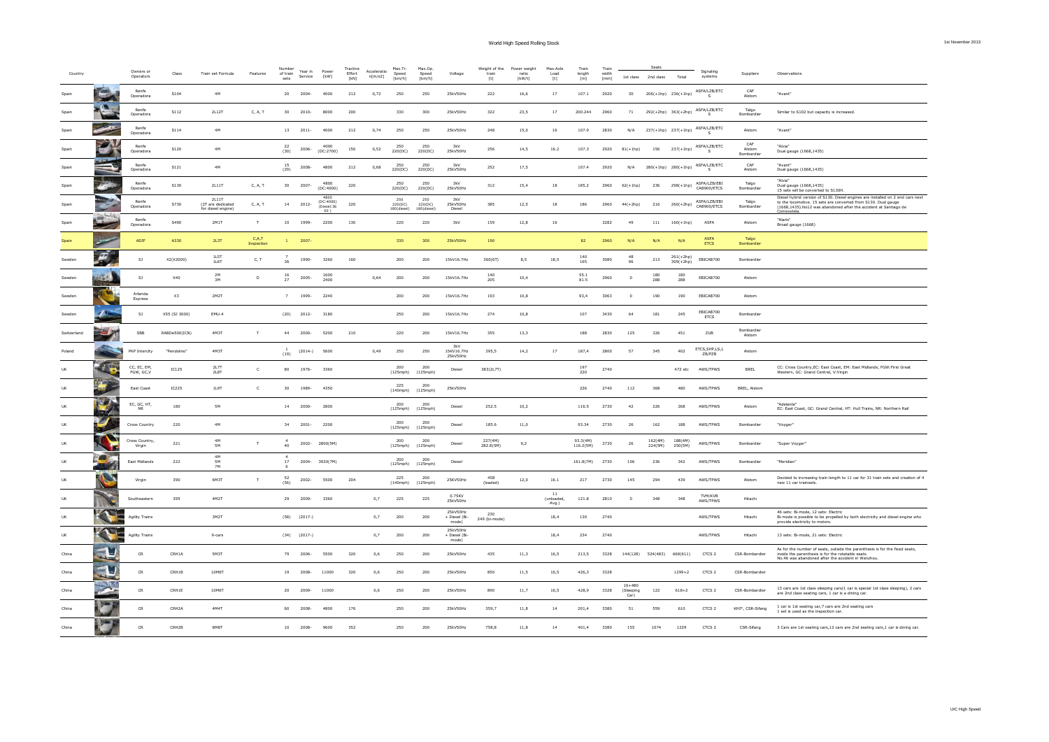# World High Speed Rolling Stock

1st November 2013

| Country | | Owners or Operators | Class | Train set Formula | Features | Number of train sets | Year in Service | Power [kW] | Tractive Effort [kN] | Acceleratio n[m/s2] | Max.Tr. Speed [km/h] | Max.Op. Speed [km/h] | Voltage | Weight of the train [t] | Power weight ratio [kW/t] | Max.Axle Load [t] | Train length [m] | Train width [mm] | Seats 1st class | 2nd class | Total | Signaling systems | Suppliers | Observations |
|---|---|---|---|---|---|---|---|---|---|---|---|---|---|---|---|---|---|---|---|---|---|---|---|---|
| Spain | | Renfe Operadora | S104 | 4M | | 20 | 2004- | 4000 | 212 | 0,72 | 250 | 250 | 25kV50Hz | 222 | 16,6 | 17 | 107.1 | 2920 | 30 | 206(+1hp) | 236(+1hp) | ASFA/LZB/ETCS | CAF Alstom | "Avant" |
| Spain | | Renfe Operadora | S112 | 2L12T | C, A, T | 30 | 2010- | 8000 | 200 | | 330 | 300 | 25kV50Hz | 322 | 23,5 | 17 | 200.244 | 2960 | 71 | 292(+2hp) | 363(+2hp) | ASFA/LZB/ETCS | Talgo Bombardier | Similar to S102 but capacity is increased. |
| Spain | | Renfe Operadora | S114 | 4M | | 13 | 2011- | 4000 | 212 | 0,74 | 250 | 250 | 25kV50Hz | 248 | 15,0 | 16 | 107.9 | 2830 | N/A | 237(+1hp) | 237(+1hp) | ASFA/LZB/ETCS | Alstom | "Avant" |
| Spain | | Renfe Operadora | S120 | 4M | | 22 (30) | 2006- | 4000 (DC:2700) | 150 | 0,52 | 250 220(DC) | 250 220(DC) | 3kV 25kV50Hz | 256 | 14,5 | 16.2 | 107.3 | 2920 | 81(+1hp) | 156 | 237(+1hp) | ASFA/LZB/ETCS | CAF Alstom Bombardier | "Alvia" Dual gauge (1668,1435) |
| Spain | | Renfe Operadora | S121 | 4M | | 15 (29) | 2008- | 4800 | 212 | 0,68 | 250 220(DC) | 250 220(DC) | 3kV 25kV50Hz | 252 | 17,5 | | 107.4 | 2920 | N/A | 280(+1hp) | 280(+1hp) | ASFA/LZB/ETCS | CAF Alstom | "Avant" Dual gauge (1668,1435) |
| Spain | | Renfe Operadora | S130 | 2L11T | C, A, T | 30 | 2007- | 4800 (DC:4000) | 220 | | 250 220(DC) | 250 220(DC) | 3kV 25kV50Hz | 312 | 15,4 | 18 | 185.2 | 2960 | 62(+1hp) | 236 | 298(+1hp) | ASFA/LZB/EBI CAB900/ETCS | Talgo Bombardier | "Alvia" Dual gauge (1668,1435) 15 sets will be converted to S130H. |
| Spain | | Renfe Operadora | S730 | 2L11T (2T are dedicated for diesel engine) | C, A, T | 14 | 2012- | 4800 (DC:4000) (Diesel:3600) | 220 | | 250 220(DC) 180(diesel) | 250 220(DC) 180(diesel) | 3kV 25kV50Hz Diesel | 385 | 12,5 | 18 | 186 | 2960 | 44(+2hp) | 216 | 260(+2hp) | ASFA/LZB/EBI CAB900/ETCS | Talgo Bombardier | Diesel hybrid version of S130. Diesel engines are installed on 2 end cars next to the locomotive. 15 sets are converted from S130. Dual gauge (1668,1435).No12 was abandoned after the accident at Santiago de Compostela. |
| Spain | | Renfe Operadora | S490 | 2M1T | T | 10 | 1999- | 2200 | 130 | | 220 | 220 | 3kV | 159 | 12,8 | 16 | | 3282 | 49 | 111 | 160(+1hp) | ASFA | Alstom | "Alaris" Broad gauge (1668) |
| Spain | | ADIF | A330 | 2L3T | C,A,T Inspection | 1 | 2007- | | | | 330 | 300 | 25kV50Hz | 190 | | | 82 | 2960 | N/A | N/A | N/A | ASFA ETCS | Talgo Bombardier | |
| Sweden | | SJ | X2(X2000) | 1L5T 1L6T | C, T | 7 36 | 1990- | 3260 | 160 | | 200 | 200 | 15kV16.7Hz | 360(6T) | 8,5 | 18,5 | 140 165 | 3080 | 48 96 | 213 | 261(+2hp) 309(+2hp) | EBICAB700 | Bombardier | |
| Sweden | | SJ | X40 | 2M 3M | D | 16 27 | 2005- | 1600 2400 | | 0,64 | 200 | 200 | 15kV16.7Hz | 140 205 | 10,4 | | 55.1 81.5 | 2960 | 0 | 180 288 | 180 288 | EBICAB700 | Alstom | |
| Sweden | | Arlanda Express | X3 | 2M2T | | 7 | 1999- | 2240 | | | 200 | 200 | 15kV16.7Hz | 193 | 10,8 | | 93,4 | 3063 | 0 | 190 | 190 | EBICAB700 | Alstom | |
| Sweden | | SJ | X55 (SJ 3000) | EMU-4 | | (20) | 2012- | 3180 | | | 250 | 200 | 15kV16.7Hz | 274 | 10,8 | | 107 | 3430 | 64 | 181 | 245 | EBICAB700 ETCS | Bombardier | |
| Switzerland | | SBB | RABDe500(ICN) | 4M3T | T | 44 | 2000- | 5200 | 210 | | 220 | 200 | 15kV16.7Hz | 355 | 13,3 | | 188 | 2830 | 125 | 326 | 451 | ZUB | Bombardier Alstom | |
| Poland | | PKP Intercity | "Pendolino" | 4M3T | | 1 (19) | (2014-) | 5600 | | 0,49 | 250 | 250 | 3kV 15kV16.7Hz 25kV50Hz | 395,5 | 14,2 | 17 | 187,4 | 2800 | 57 | 345 | 402 | ETCS,SHP,LS,LZB/PZB | Alstom | |
| UK | | CC, EC, EM, FGW, GC,V | IC125 | 2L7T 2L8T | C | 80 | 1976- | 3360 | | | 200 (125mph) | 200 (125mph) | Diesel | 383(2L7T) | | | 197 220 | 2740 | | | 472 etc | AWS/TPWS | BREL | CC: Cross Country,EC: East Coast, EM: East Midlands, FGW:First Great Western, GC: Grand Central, V:Virgin |
| UK | | East Coast | IC225 | 1L9T | C | 30 | 1989- | 4350 | | | 225 (140mph) | 200 (125mph) | 25kV50Hz | | | | 226 | 2740 | 112 | 368 | 480 | AWS/TPWS | BREL, Alstom | |
| UK | | EC, GC, HT, NR | 180 | 5M | | 14 | 2000- | 2800 | | | 200 (125mph) | 200 (125mph) | Diesel | 252.5 | 10,2 | | 116.5 | 2730 | 42 | 226 | 268 | AWS/TPWS | Alstom | "Adelante" EC: East Coast, GC: Grand Central, HT: Hull Trains, NR: Northern Rail |
| UK | | Cross Country | 220 | 4M | | 34 | 2001- | 2200 | | | 200 (125mph) | 200 (125mph) | Diesel | 185.6 | 11,0 | | 93.34 | 2730 | 26 | 162 | 188 | AWS/TPWS | Bombardier | "Voyger" |
| UK | | Cross Country, Virgin | 221 | 4M 5M | T | 4 40 | 2002- | 2800(5M) | | | 200 (125mph) | 200 (125mph) | Diesel | 227(4M) 282.8(5M) | 9,2 | | 93.3(4M) 116.2(5M) | 2730 | 26 | 162(4M) 224(5M) | 188(4M) 250(5M) | AWS/TPWS | Bombardier | "Super Voyger" |
| UK | | East Midlands | 222 | 4M 5M 7M | | 4 17 6 | 2004- | 3920(7M) | | | 200 (125mph) | 200 (125mph) | Diesel | | | | 161.8(7M) | 2730 | 106 | 236 | 342 | AWS/TPWS | Bombardier | "Meridian" |
| UK | | Virgin | 390 | 6M3T | T | 52 (56) | 2002- | 5500 | 204 | | 225 (140mph) | 200 (125mph) | 25kV50Hz | 458 (loaded) | 12,0 | 16.1 | 217 | 2730 | 145 | 294 | 439 | AWS/TPWS | Alstom | Decided to increasing train length to 11 car for 31 train sets and creation of 4 new 11 car trainsets. |
| UK | | Southeastern | 395 | 4M2T | | 29 | 2009- | 3360 | | 0,7 | 225 | 225 | 0.75kV 25kV50Hz | | | 11 (unloaded, Avg.) | 121.8 | 2810 | 0 | 348 | 348 | TVM/KVB AWS/TPWS | Hitachi | |
| UK | | Agility Trains | | 3M2T | | (58) | (2017-) | | | 0,7 | 200 | 200 | 25kV50Hz + Diesel (Bi-mode) | 230 249 (bi-mode) | | 18,4 | 130 | 2740 | | | | AWS/TPWS | Hitachi | 46 sets: Bi-mode, 12 sets: Electric Bi-mode is possible to be propelled by both electricity and diesel engine who provide electricity to motors. |
| UK | | Agility Trains | | 9-cars | | (34) | (2017-) | | | 0,7 | 200 | 200 | 25kV50Hz + Diesel (Bi-mode) | | | 18,4 | 234 | 2740 | | | | AWS/TPWS | Hitachi | 13 sets: Bi-mode, 21 sets: Electric |
| China | | CR | CRH1A | 5M3T | | 79 | 2006- | 5500 | 320 | 0,6 | 250 | 200 | 25kV50Hz | 435 | 11,3 | 16,5 | 213,5 | 3328 | 144(128) | 524(483) | 668(611) | CTCS 2 | CSR-Bombardier | As for the number of seats, outside the parenthesis is for the fixed seats, inside the parenthesis is for the rotatable seats. No.46 was abandoned after the accident in Wenzhou. |
| China | | CR | CRH1B | 10M6T | | 19 | 2008- | 11000 | 320 | 0,6 | 250 | 200 | 25kV50Hz | 850 | 11,5 | 16,5 | 426,3 | 3328 | | | 1299+2 | CTCS 2 | CSR-Bombardier | |
| China | | CR | CRH1E | 10M6T | | 20 | 2009- | 11000 | | 0,6 | 250 | 200 | 25kV50Hz | 890 | 11,7 | 16,5 | 428,9 | 3328 | 16+480 (Sleeping Car) | 122 | 618+2 | CTCS 2 | CSR-Bombardier | 13 cars are 1st class sleeping cars(1 car is special 1st class sleeping), 2 cars are 2nd class seating cars, 1 car is a dining car. |
| China | | CR | CRH2A | 4M4T | | 60 | 2006- | 4800 | 176 | | 250 | 200 | 25kV50Hz | 359,7 | 11,8 | 14 | 201,4 | 3380 | 51 | 559 | 610 | CTCS 2 | KHI*, CSR-Sifang | 1 car is 1st seating car,7 cars are 2nd seating cars 1 set is used as the inspection car. |
| China | | CR | CRH2B | 8M8T | | 10 | 2008- | 9600 | 352 | | 250 | 200 | 25kV50Hz | 758,8 | 11,8 | 14 | 401,4 | 3380 | 155 | 1074 | 1229 | CTCS 2 | CSR-Sifang | 3 Cars are 1st seating cars,12 cars are 2nd seating cars,1 car is dining car. |

UIC High Speed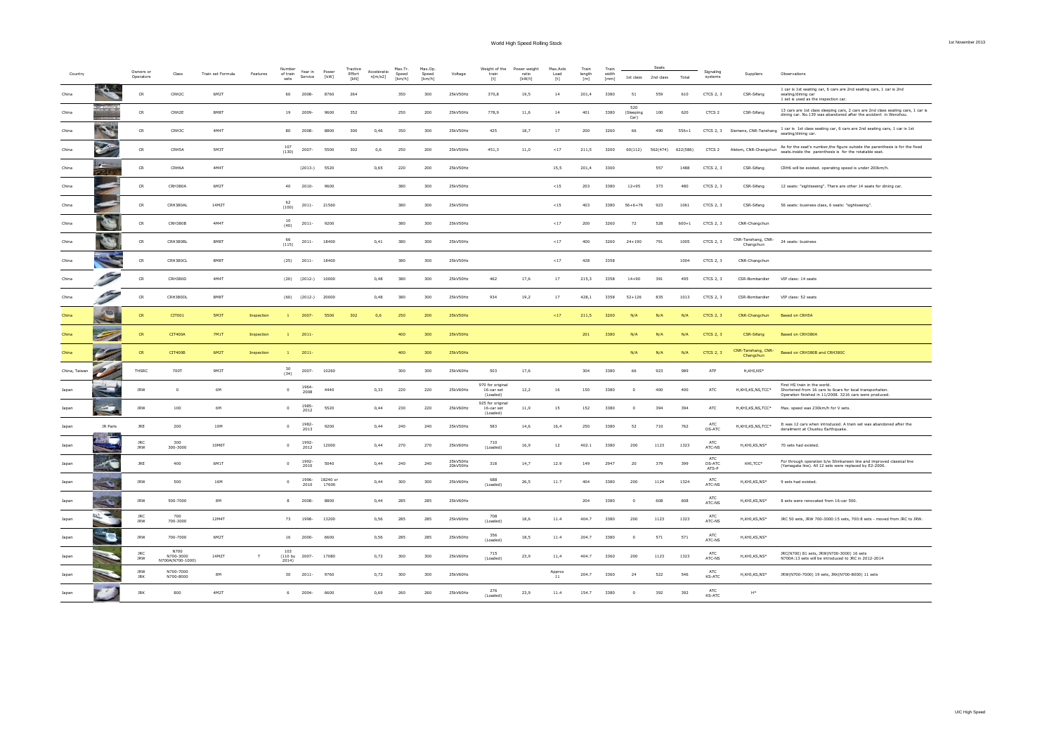# World High Speed Rolling Stock

| Country | | Owners or Operators | Class | Train set Formula | Features | Number of train sets | Year in Service | Power [kW] | Tractive Effort [kN] | Acceleration [m/s2] | Max.Tr. Speed [km/h] | Max.Op. Speed [km/h] | Voltage | Weight of the train [t] | Power weight ratio [kW/t] | Max.Axle Load [t] | Train length [m] | Train width [mm] | Seats | | | Signaling systems | Suppliers | Observations |
|---|---|---|---|---|---|---|---|---|---|---|---|---|---|---|---|---|---|---|---|---|---|---|---|---|
| | | | | | | | | | | | | | | | | | | | 1st class | 2nd class | Total | | | |
| China | | CR | CRH2C | 6M2T | | 60 | 2008- | 8760 | 264 | | 350 | 300 | 25kV50Hz | 370,8 | 19,5 | 14 | 201,4 | 3380 | 51 | 559 | 610 | CTCS 2, 3 | CSR-Sifang | 1 car is 1st seating car, 6 cars are 2nd seating cars, 1 car is 2nd seating/dining car. 1 set is used as the inspection car. |
| China | | CR | CRH2E | 8M8T | | 19 | 2009- | 9600 | 352 | | 250 | 200 | 25kV50Hz | 778,9 | 11,6 | 14 | 401 | 3380 | 520 (Sleeping Car) | 100 | 620 | CTCS 2 | CSR-Sifang | 13 cars are 1st class sleeping cars, 2 cars are 2nd class seating cars, 1 car is dining car. No.139 was abandoned after the accident in Wenzhou. |
| China | | CR | CRH3C | 4M4T | | 80 | 2008- | 8800 | 300 | 0,46 | 350 | 300 | 25kV50Hz | 425 | 18,7 | 17 | 200 | 3260 | 66 | 490 | 556+1 | CTCS 2, 3 | Siemens, CNR-Tanshang | 1 car is 1st class seating car, 6 cars are 2nd seating cars, 1 car is 1st seating/dining car. |
| China | | CR | CRH5A | 5M3T | | 107 (130) | 2007- | 5500 | 302 | 0,6 | 250 | 200 | 25kV50Hz | 451,3 | 11,0 | <17 | 211,5 | 3200 | 60(112) | 562(474) | 622(586) | CTCS 2 | Alstom, CNR-Changchun | As for the seat's number,the figure outside the parenthesis is for the fixed seats.inside the parenthesis is for the rotatable seat. |
| China | | CR | CRH6A | 4M4T | | | (2013-) | 5520 | | 0,65 | 220 | 200 | 25kV50Hz | | | 15,5 | 201,4 | 3300 | | 557 | 1488 | CTCS 2, 3 | CSR-Sifang | CRH6 will be existed. operating speed is under 200km/h. |
| China | | CR | CRH380A | 6M2T | | 40 | 2010- | 9600 | | | 380 | 300 | 25kV50Hz | | | <15 | 203 | 3380 | 12+95 | 373 | 480 | CTCS 2, 3 | CSR-Sifang | 12 seats: "sightseeing". There are other 14 seats for dining car. |
| China | | CR | CRH380AL | 14M2T | | 62 (100) | 2011- | 21560 | | | 380 | 300 | 25kV50Hz | | | <15 | 403 | 3380 | 56+6+76 | 923 | 1061 | CTCS 2, 3 | CSR-Sifang | 56 seats: business class, 6 seats: "sightseeing". |
| China | | CR | CRH380B | 4M4T | | 10 (40) | 2011- | 9200 | | | 380 | 300 | 25kV50Hz | | | <17 | 200 | 3260 | 72 | 528 | 600+1 | CTCS 2, 3 | CNR-Changchun | |
| China | | CR | CRH380BL | 8M8T | | 66 (115) | 2011- | 18400 | | 0,41 | 380 | 300 | 25kV50Hz | | | <17 | 400 | 3260 | 24+190 | 791 | 1005 | CTCS 2, 3 | CNR-Tanshang, CNR-Changchun | 24 seats: business |
| China | | CR | CRH380CL | 8M8T | | (25) | 2011- | 18400 | | | 380 | 300 | 25kV50Hz | | | <17 | 428 | 3358 | | | 1004 | CTCS 2, 3 | CNR-Changchun | |
| China | | CR | CRH380D | 4M4T | | (20) | (2012-) | 10000 | | 0,48 | 380 | 300 | 25kV50Hz | 462 | 17,6 | 17 | 215,3 | 3358 | 14+90 | 391 | 495 | CTCS 2, 3 | CSR-Bombardier | VIP class: 14 seats |
| China | | CR | CRH380DL | 8M8T | | (60) | (2012-) | 20000 | | 0,48 | 380 | 300 | 25kV50Hz | 934 | 19,2 | 17 | 428,1 | 3358 | 52+126 | 835 | 1013 | CTCS 2, 3 | CSR-Bombardier | VIP class: 52 seats |
| China | | CR | CIT001 | 5M3T | Inspection | 1 | 2007- | 5500 | 302 | 0,6 | 250 | 200 | 25kV50Hz | | | <17 | 211,5 | 3200 | N/A | N/A | N/A | CTCS 2, 3 | CNR-Changchun | Based on CRH5A |
| China | | CR | CIT400A | 7M1T | Inspection | 1 | 2011- | | | | 400 | 300 | 25kV50Hz | | | | 201 | 3380 | N/A | N/A | N/A | CTCS 2, 3 | CSR-Sifang | Based on CRH380A |
| China | | CR | CIT400B | 6M2T | Inspection | 1 | 2011- | | | | 400 | 300 | 25kV50Hz | | | | | | N/A | N/A | N/A | CTCS 2, 3 | CNR-Tanshang, CNR-Changchun | Based on CRH380B and CRH380C |
| China, Taiwan | | THSRC | 700T | 9M3T | | 30 (34) | 2007- | 10260 | | | 300 | 300 | 25kV60Hz | 503 | 17,6 | | 304 | 3380 | 66 | 923 | 989 | ATP | H,KHI,NS* | |
| Japan | | JRW | 0 | 6M | | 0 | 1964-2008 | 4440 | | 0,33 | 220 | 220 | 25kV60Hz | 970 for original 16-car set (Loaded) | 12,2 | 16 | 150 | 3380 | 0 | 400 | 400 | ATC | H,KHI,KS,NS,TCC* | First HS train in the world. Shortened from 16 cars to 6cars for local transportation. Operation finished in 11/2008. 3216 cars were produced. |
| Japan | | JRW | 100 | 6M | | 0 | 1985-2012 | 5520 | | 0,44 | 230 | 220 | 25kV60Hz | 925 for original 16-car set (Loaded) | 11,9 | 15 | 152 | 3380 | 0 | 394 | 394 | ATC | H,KHI,KS,NS,TCC* | Max. speed was 230km/h for V sets. |
| Japan | JR Paris | JRE | 200 | 10M | | 0 | 1982-2013 | 9200 | | 0,44 | 240 | 240 | 25kV50Hz | 583 | 14,6 | 16,4 | 250 | 3380 | 52 | 710 | 762 | ATC DS-ATC | H,KHI,KS,NS,TCC* | It was 12 cars when introduced. A train set was abandoned after the derailment at Chuetsu Earthquake. |
| Japan | | JRC JRW | 300 300-3000 | 10M6T | | 0 | 1992-2012 | 12000 | | 0,44 | 270 | 270 | 25kV60Hz | 710 (Loaded) | 16,9 | 12 | 402.1 | 3380 | 200 | 1123 | 1323 | ATC ATC-NS | H,KHI,KS,NS* | 70 sets had existed. |
| Japan | | JRE | 400 | 6M1T | | 0 | 1992-2010 | 5040 | | 0,44 | 240 | 240 | 25kV50Hz 20kV50Hz | 318 | 14,7 | 12.9 | 149 | 2947 | 20 | 379 | 399 | ATC DS-ATC ATS-P | KHI,TCC* | For through operation b/w Shinkansen line and improved classical line (Yamagata line). All 12 sets were replaced by E2-2000. |
| Japan | | JRW | 500 | 16M | | 0 | 1996-2010 | 18240 or 17600 | | 0,44 | 300 | 300 | 25kV60Hz | 688 (Loaded) | 26,5 | 11.7 | 404 | 3380 | 200 | 1124 | 1324 | ATC ATC-NS | H,KHI,KS,NS* | 9 sets had existed. |
| Japan | | JRW | 500-7000 | 8M | | 8 | 2008- | 8800 | | 0,44 | 285 | 285 | 25kV60Hz | | | | 204 | 3380 | 0 | 608 | 608 | ATC ATC-NS | H,KHI,KS,NS* | 8 sets were renovated from 16-car 500. |
| Japan | | JRC JRW | 700 700-3000 | 12M4T | | 73 | 1998- | 13200 | | 0,56 | 285 | 285 | 25kV60Hz | 708 (Loaded) | 18,6 | 11.4 | 404.7 | 3380 | 200 | 1123 | 1323 | ATC ATC-NS | H,KHI,KS,NS* | JRC 50 sets, JRW 700-3000:15 sets, 700:8 sets - moved from JRC to JRW. |
| Japan | | JRW | 700-7000 | 6M2T | | 16 | 2000- | 6600 | | 0,56 | 285 | 285 | 25kV60Hz | 356 (Loaded) | 18,5 | 11.4 | 204.7 | 3380 | 0 | 571 | 571 | ATC ATC-NS | H,KHI,KS,NS* | |
| Japan | | JRC JRW | N700 N700-3000 N700A(N700-1000) | 14M2T | T | 103 (110 by 2014) | 2007- | 17080 | | 0,72 | 300 | 300 | 25kV60Hz | 715 (Loaded) | 23,9 | 11,4 | 404.7 | 3360 | 200 | 1123 | 1323 | ATC ATC-NS | H,KHI,KS,NS* | JRC(N700) 81 sets, JRW(N700-3000) 16 sets N700A:13 sets will be introduced to JRC in 2012-2014 |
| Japan | | JRW JRK | N700-7000 N700-8000 | 8M | | 30 | 2011- | 9760 | | 0,72 | 300 | 300 | 25kV60Hz | | | Approx 11 | 204.7 | 3360 | 24 | 522 | 546 | ATC KS-ATC | H,KHI,KS,NS* | JRW(N700-7000) 19 sets, JRK(N700-8000) 11 sets |
| Japan | | JRK | 800 | 4M2T | | 6 | 2004- | 6600 | | 0,69 | 260 | 260 | 25kV60Hz | 276 (Loaded) | 23,9 | 11.4 | 154.7 | 3380 | 0 | 392 | 392 | ATC KS-ATC | H* | |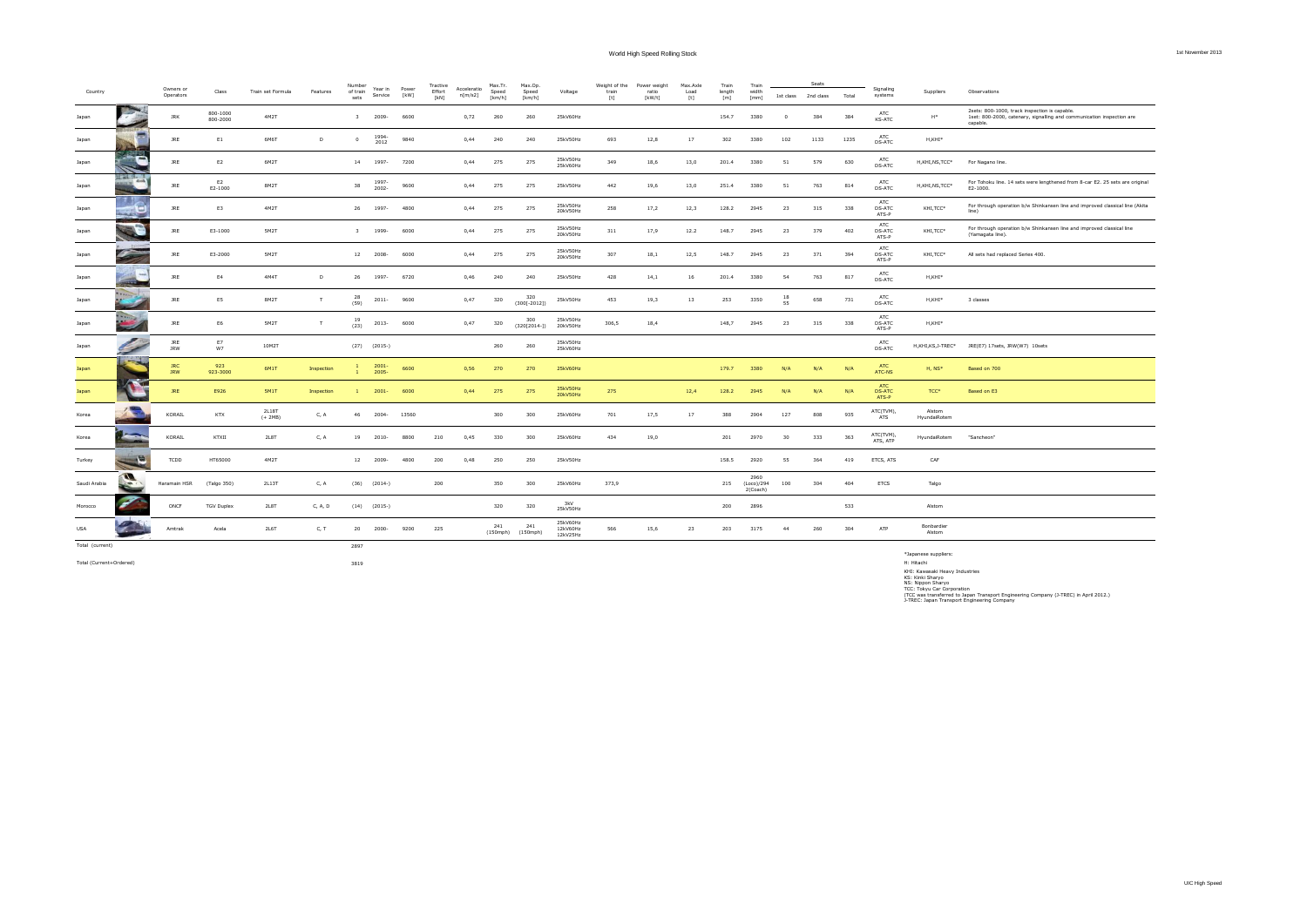# World High Speed Rolling Stock

1st November 2013

| Country | | Owners or Operators | Class | Train set Formula | Features | Number of train sets | Year in Service | Power [kW] | Tractive Effort [kN] | Acceleratio n[m/s2] | Max.Tr. Speed [km/h] | Max.Op. Speed [km/h] | Voltage | Weight of the train [t] | Power weight ratio [kW/t] | Max.Axle Load [t] | Train length [m] | Train width [mm] | Seats 1st class | 2nd class | Total | Signaling systems | Suppliers | Observations |
|---|---|---|---|---|---|---|---|---|---|---|---|---|---|---|---|---|---|---|---|---|---|---|---|---|
| Japan | | JRK | 800-1000 800-2000 | 4M2T | | 3 | 2009- | 6600 | | 0,72 | 260 | 260 | 25kV60Hz | | | | 154.7 | 3380 | 0 | 384 | 384 | ATC KS-ATC | H* | 2sets: 800-1000, track inspection is capable. 1set: 800-2000, catenary, signalling and communication inspection are capable. |
| Japan | | JRE | E1 | 6M6T | D | 0 | 1994-2012 | 9840 | | 0,44 | 240 | 240 | 25kV50Hz | 693 | 12,8 | 17 | 302 | 3380 | 102 | 1133 | 1235 | ATC DS-ATC | H,KHI* | |
| Japan | | JRE | E2 | 6M2T | | 14 | 1997- | 7200 | | 0,44 | 275 | 275 | 25kV50Hz 25kV60Hz | 349 | 18,6 | 13,0 | 201.4 | 3380 | 51 | 579 | 630 | ATC DS-ATC | H,KHI,NS,TCC* | For Nagano line. |
| Japan | | JRE | E2 E2-1000 | 8M2T | | 38 | 1997-2002- | 9600 | | 0,44 | 275 | 275 | 25kV50Hz | 442 | 19,6 | 13,0 | 251.4 | 3380 | 51 | 763 | 814 | ATC DS-ATC | H,KHI,NS,TCC* | For Tohoku line. 14 sets were lengthened from 8-car E2. 25 sets are original E2-1000. |
| Japan | | JRE | E3 | 4M2T | | 26 | 1997- | 4800 | | 0,44 | 275 | 275 | 25kV50Hz 20kV50Hz | 258 | 17,2 | 12,3 | 128.2 | 2945 | 23 | 315 | 338 | ATC DS-ATC ATS-P | KHI,TCC* | For through operation b/w Shinkansen line and improved classical line (Akita line) |
| Japan | | JRE | E3-1000 | 5M2T | | 3 | 1999- | 6000 | | 0,44 | 275 | 275 | 25kV50Hz 20kV50Hz | 311 | 17,9 | 12.2 | 148.7 | 2945 | 23 | 379 | 402 | ATC DS-ATC ATS-P | KHI,TCC* | For through operation b/w Shinkansen line and improved classical line (Yamagata line). |
| Japan | | JRE | E3-2000 | 5M2T | | 12 | 2008- | 6000 | | 0,44 | 275 | 275 | 25kV50Hz 20kV50Hz | 307 | 18,1 | 12,5 | 148.7 | 2945 | 23 | 371 | 394 | ATC DS-ATC ATS-P | KHI,TCC* | All sets had replaced Series 400. |
| Japan | | JRE | E4 | 4M4T | D | 26 | 1997- | 6720 | | 0,46 | 240 | 240 | 25kV50Hz | 428 | 14,1 | 16 | 201.4 | 3380 | 54 | 763 | 817 | ATC DS-ATC | H,KHI* | |
| Japan | | JRE | E5 | 8M2T | T | 28 (59) | 2011- | 9600 | | 0,47 | 320 | 320 (300[-2012]) | 25kV50Hz | 453 | 19,3 | 13 | 253 | 3350 | 18 55 | 658 | 731 | ATC DS-ATC | H,KHI* | 3 classes |
| Japan | | JRE | E6 | 5M2T | T | 19 (23) | 2013- | 6000 | | 0,47 | 320 | 300 (320[2014-]) | 25kV50Hz 20kV50Hz | 306,5 | 18,4 | | 148,7 | 2945 | 23 | 315 | 338 | ATC DS-ATC ATS-P | H,KHI* | |
| Japan | | JRE JRW | E7 W7 | 10M2T | | (27) | (2015-) | | | | 260 | 260 | 25kV50Hz 25kV60Hz | | | | | | | | | ATC DS-ATC | H,KHI,KS,J-TREC* | JRE(E7) 17sets, JRW(W7) 10sets |
| Japan | | JRC JRW | 923 923-3000 | 6M1T | Inspection | 1 1 | 2001-2005- | 6600 | | 0,56 | 270 | 270 | 25kV60Hz | | | | 179.7 | 3380 | N/A | N/A | N/A | ATC ATC-NS | H, NS* | Based on 700 |
| Japan | | JRE | E926 | 5M1T | Inspection | 1 | 2001- | 6000 | | 0,44 | 275 | 275 | 25kV50Hz 20kV50Hz | 275 | | 12,4 | 128.2 | 2945 | N/A | N/A | N/A | ATC DS-ATC ATS-P | TCC* | Based on E3 |
| Korea | | KORAIL | KTX | 2L18T (+ 2MB) | C, A | 46 | 2004- | 13560 | | | 300 | 300 | 25kV60Hz | 701 | 17,5 | 17 | 388 | 2904 | 127 | 808 | 935 | ATC(TVM), ATS | Alstom HyundaiRotem | |
| Korea | | KORAIL | KTXII | 2L8T | C, A | 19 | 2010- | 8800 | 210 | 0,45 | 330 | 300 | 25kV60Hz | 434 | 19,0 | | 201 | 2970 | 30 | 333 | 363 | ATC(TVM), ATS, ATP | HyundaiRotem | "Sancheon" |
| Turkey | | TCDD | HT65000 | 4M2T | | 12 | 2009- | 4800 | 200 | 0,48 | 250 | 250 | 25kV50Hz | | | | 158.5 | 2920 | 55 | 364 | 419 | ETCS, ATS | CAF | |
| Saudi Arabia | | Haramain HSR | (Talgo 350) | 2L13T | C, A | (36) | (2014-) | | 200 | | 350 | 300 | 25kV60Hz | 373,9 | | | 215 | 2960 (Loco)/294 2(Coach) | 100 | 304 | 404 | ETCS | Talgo | |
| Morocco | | ONCF | TGV Duplex | 2L8T | C, A, D | (14) | (2015-) | | | | 320 | 320 | 3kV 25kV50Hz | | | | 200 | 2896 | | | 533 | | Alstom | |
| USA | | Amtrak | Acela | 2L6T | C, T | 20 | 2000- | 9200 | 225 | | 241 (150mph) | 241 (150mph) | 25kV60Hz 12kV60Hz 12kV25Hz | 566 | 15,6 | 23 | 203 | 3175 | 44 | 260 | 304 | ATP | Bombardier Alstom | |
| Total (current) | | | | | | 2897 | | | | | | | | | | | | | | | | | | |
| Total (Current+Ordered) | | | | | | 3819 | | | | | | | | | | | | | | | | | | |

*Japanese suppliers:
H: Hitachi
KHI: Kawasaki Heavy Industries
KS: Kinki Sharyo
NS: Nippon Sharyo
TCC: Tokyu Car Corporation
(TCC was transferred to Japan Transport Engineering Company (J-TREC) in April 2012.)
J-TREC: Japan Transport Engineering Company